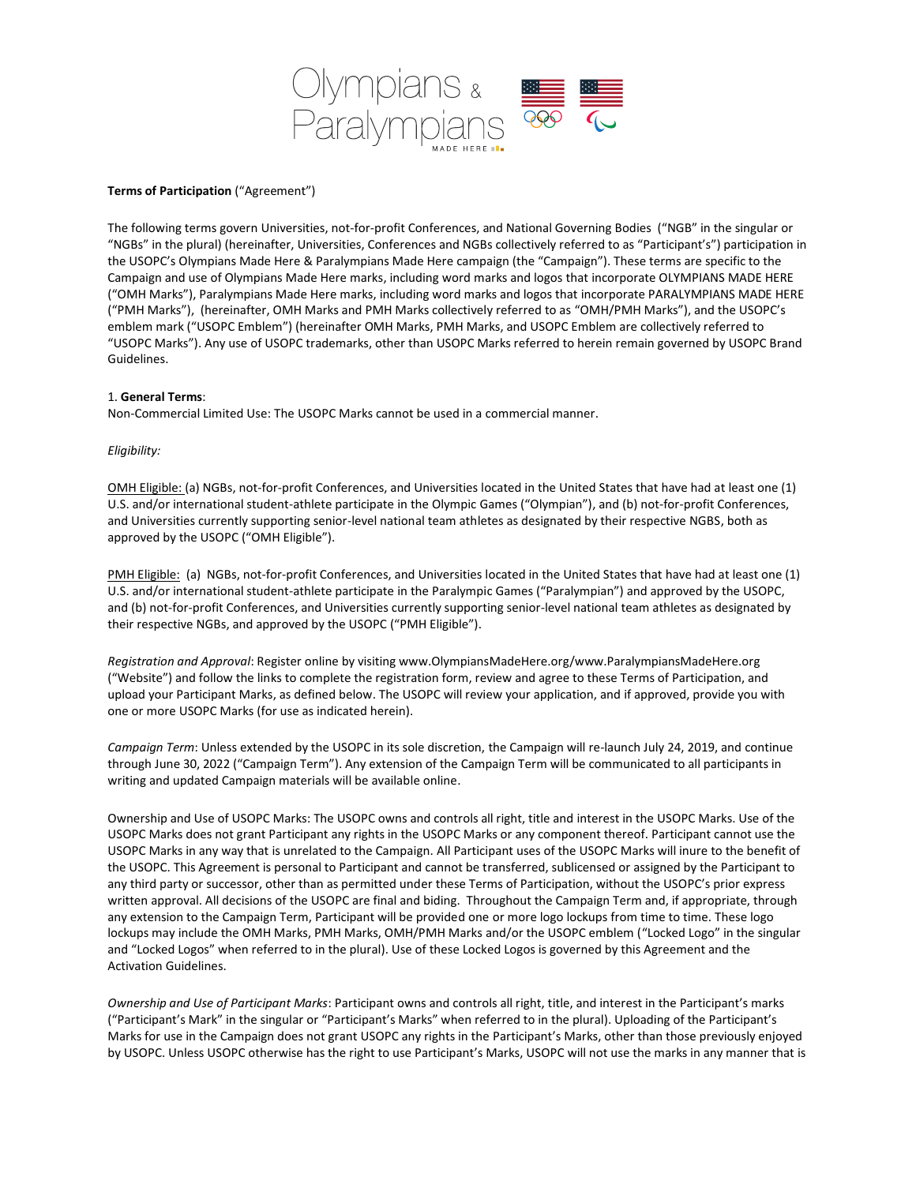**Terms of Participation** ("Agreement")

The following terms govern Universities, not-for-profit Conferences, and National Governing Bodies ("NGB" in the singular or "NGBs" in the plural) (hereinafter, Universities, Conferences and NGBs collectively referred to as "Participant's") participation in the USOPC's Olympians Made Here & Paralympians Made Here campaign (the "Campaign"). These terms are specific to the Campaign and use of Olympians Made Here marks, including word marks and logos that incorporate OLYMPIANS MADE HERE ("OMH Marks"), Paralympians Made Here marks, including word marks and logos that incorporate PARALYMPIANS MADE HERE ("PMH Marks"), (hereinafter, OMH Marks and PMH Marks collectively referred to as "OMH/PMH Marks"), and the USOPC's emblem mark ("USOPC Emblem") (hereinafter OMH Marks, PMH Marks, and USOPC Emblem are collectively referred to "USOPC Marks"). Any use of USOPC trademarks, other than USOPC Marks referred to herein remain governed by USOPC Brand Guidelines.

1. **General Terms**:
Non-Commercial Limited Use: The USOPC Marks cannot be used in a commercial manner.

*Eligibility:*

<u>OMH Eligible:</u> (a) NGBs, not-for-profit Conferences, and Universities located in the United States that have had at least one (1) U.S. and/or international student-athlete participate in the Olympic Games ("Olympian"), and (b) not-for-profit Conferences, and Universities currently supporting senior-level national team athletes as designated by their respective NGBS, both as approved by the USOPC ("OMH Eligible").

<u>PMH Eligible:</u> (a) NGBs, not-for-profit Conferences, and Universities located in the United States that have had at least one (1) U.S. and/or international student-athlete participate in the Paralympic Games ("Paralympian") and approved by the USOPC, and (b) not-for-profit Conferences, and Universities currently supporting senior-level national team athletes as designated by their respective NGBs, and approved by the USOPC ("PMH Eligible").

*Registration and Approval*: Register online by visiting www.OlympiansMadeHere.org/www.ParalympiansMadeHere.org ("Website") and follow the links to complete the registration form, review and agree to these Terms of Participation, and upload your Participant Marks, as defined below. The USOPC will review your application, and if approved, provide you with one or more USOPC Marks (for use as indicated herein).

*Campaign Term*: Unless extended by the USOPC in its sole discretion, the Campaign will re-launch July 24, 2019, and continue through June 30, 2022 ("Campaign Term"). Any extension of the Campaign Term will be communicated to all participants in writing and updated Campaign materials will be available online.

Ownership and Use of USOPC Marks: The USOPC owns and controls all right, title and interest in the USOPC Marks. Use of the USOPC Marks does not grant Participant any rights in the USOPC Marks or any component thereof. Participant cannot use the USOPC Marks in any way that is unrelated to the Campaign. All Participant uses of the USOPC Marks will inure to the benefit of the USOPC. This Agreement is personal to Participant and cannot be transferred, sublicensed or assigned by the Participant to any third party or successor, other than as permitted under these Terms of Participation, without the USOPC's prior express written approval. All decisions of the USOPC are final and biding. Throughout the Campaign Term and, if appropriate, through any extension to the Campaign Term, Participant will be provided one or more logo lockups from time to time. These logo lockups may include the OMH Marks, PMH Marks, OMH/PMH Marks and/or the USOPC emblem ("Locked Logo" in the singular and "Locked Logos" when referred to in the plural). Use of these Locked Logos is governed by this Agreement and the Activation Guidelines.

*Ownership and Use of Participant Marks*: Participant owns and controls all right, title, and interest in the Participant's marks ("Participant's Mark" in the singular or "Participant's Marks" when referred to in the plural). Uploading of the Participant's Marks for use in the Campaign does not grant USOPC any rights in the Participant's Marks, other than those previously enjoyed by USOPC. Unless USOPC otherwise has the right to use Participant's Marks, USOPC will not use the marks in any manner that is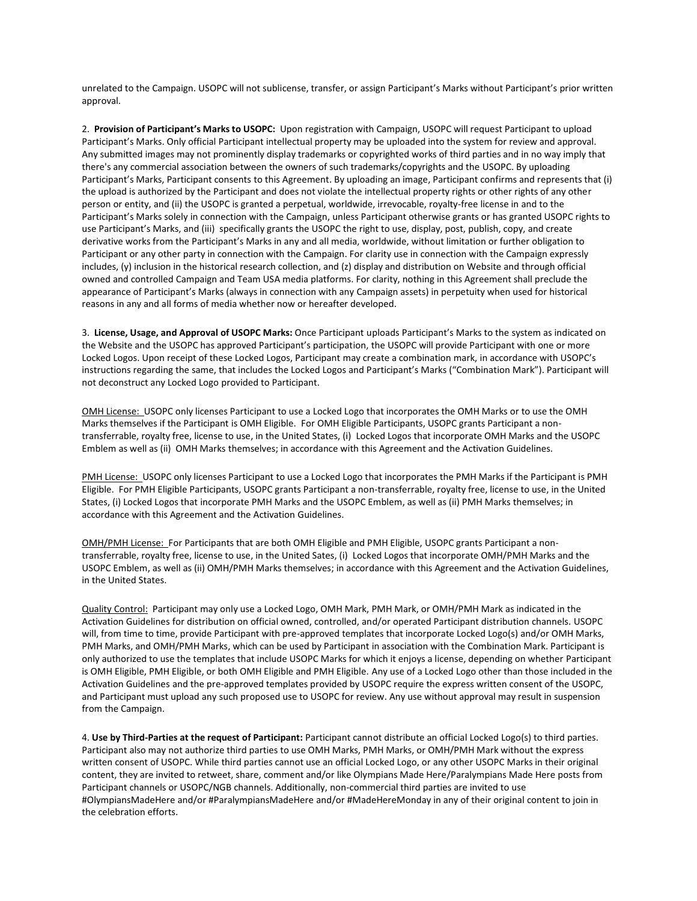unrelated to the Campaign. USOPC will not sublicense, transfer, or assign Participant's Marks without Participant's prior written approval.

2. **Provision of Participant's Marks to USOPC:** Upon registration with Campaign, USOPC will request Participant to upload Participant's Marks. Only official Participant intellectual property may be uploaded into the system for review and approval. Any submitted images may not prominently display trademarks or copyrighted works of third parties and in no way imply that there's any commercial association between the owners of such trademarks/copyrights and the USOPC. By uploading Participant's Marks, Participant consents to this Agreement. By uploading an image, Participant confirms and represents that (i) the upload is authorized by the Participant and does not violate the intellectual property rights or other rights of any other person or entity, and (ii) the USOPC is granted a perpetual, worldwide, irrevocable, royalty-free license in and to the Participant's Marks solely in connection with the Campaign, unless Participant otherwise grants or has granted USOPC rights to use Participant's Marks, and (iii) specifically grants the USOPC the right to use, display, post, publish, copy, and create derivative works from the Participant's Marks in any and all media, worldwide, without limitation or further obligation to Participant or any other party in connection with the Campaign. For clarity use in connection with the Campaign expressly includes, (y) inclusion in the historical research collection, and (z) display and distribution on Website and through official owned and controlled Campaign and Team USA media platforms. For clarity, nothing in this Agreement shall preclude the appearance of Participant's Marks (always in connection with any Campaign assets) in perpetuity when used for historical reasons in any and all forms of media whether now or hereafter developed.

3. **License, Usage, and Approval of USOPC Marks:** Once Participant uploads Participant's Marks to the system as indicated on the Website and the USOPC has approved Participant's participation, the USOPC will provide Participant with one or more Locked Logos. Upon receipt of these Locked Logos, Participant may create a combination mark, in accordance with USOPC's instructions regarding the same, that includes the Locked Logos and Participant's Marks ("Combination Mark"). Participant will not deconstruct any Locked Logo provided to Participant.

OMH License: USOPC only licenses Participant to use a Locked Logo that incorporates the OMH Marks or to use the OMH Marks themselves if the Participant is OMH Eligible. For OMH Eligible Participants, USOPC grants Participant a non-transferrable, royalty free, license to use, in the United States, (i) Locked Logos that incorporate OMH Marks and the USOPC Emblem as well as (ii) OMH Marks themselves; in accordance with this Agreement and the Activation Guidelines.

PMH License: USOPC only licenses Participant to use a Locked Logo that incorporates the PMH Marks if the Participant is PMH Eligible. For PMH Eligible Participants, USOPC grants Participant a non-transferrable, royalty free, license to use, in the United States, (i) Locked Logos that incorporate PMH Marks and the USOPC Emblem, as well as (ii) PMH Marks themselves; in accordance with this Agreement and the Activation Guidelines.

OMH/PMH License: For Participants that are both OMH Eligible and PMH Eligible, USOPC grants Participant a non-transferrable, royalty free, license to use, in the United Sates, (i) Locked Logos that incorporate OMH/PMH Marks and the USOPC Emblem, as well as (ii) OMH/PMH Marks themselves; in accordance with this Agreement and the Activation Guidelines, in the United States.

Quality Control: Participant may only use a Locked Logo, OMH Mark, PMH Mark, or OMH/PMH Mark as indicated in the Activation Guidelines for distribution on official owned, controlled, and/or operated Participant distribution channels. USOPC will, from time to time, provide Participant with pre-approved templates that incorporate Locked Logo(s) and/or OMH Marks, PMH Marks, and OMH/PMH Marks, which can be used by Participant in association with the Combination Mark. Participant is only authorized to use the templates that include USOPC Marks for which it enjoys a license, depending on whether Participant is OMH Eligible, PMH Eligible, or both OMH Eligible and PMH Eligible. Any use of a Locked Logo other than those included in the Activation Guidelines and the pre-approved templates provided by USOPC require the express written consent of the USOPC, and Participant must upload any such proposed use to USOPC for review. Any use without approval may result in suspension from the Campaign.

4. **Use by Third-Parties at the request of Participant:** Participant cannot distribute an official Locked Logo(s) to third parties. Participant also may not authorize third parties to use OMH Marks, PMH Marks, or OMH/PMH Mark without the express written consent of USOPC. While third parties cannot use an official Locked Logo, or any other USOPC Marks in their original content, they are invited to retweet, share, comment and/or like Olympians Made Here/Paralympians Made Here posts from Participant channels or USOPC/NGB channels. Additionally, non-commercial third parties are invited to use #OlympiansMadeHere and/or #ParalympiansMadeHere and/or #MadeHereMonday in any of their original content to join in the celebration efforts.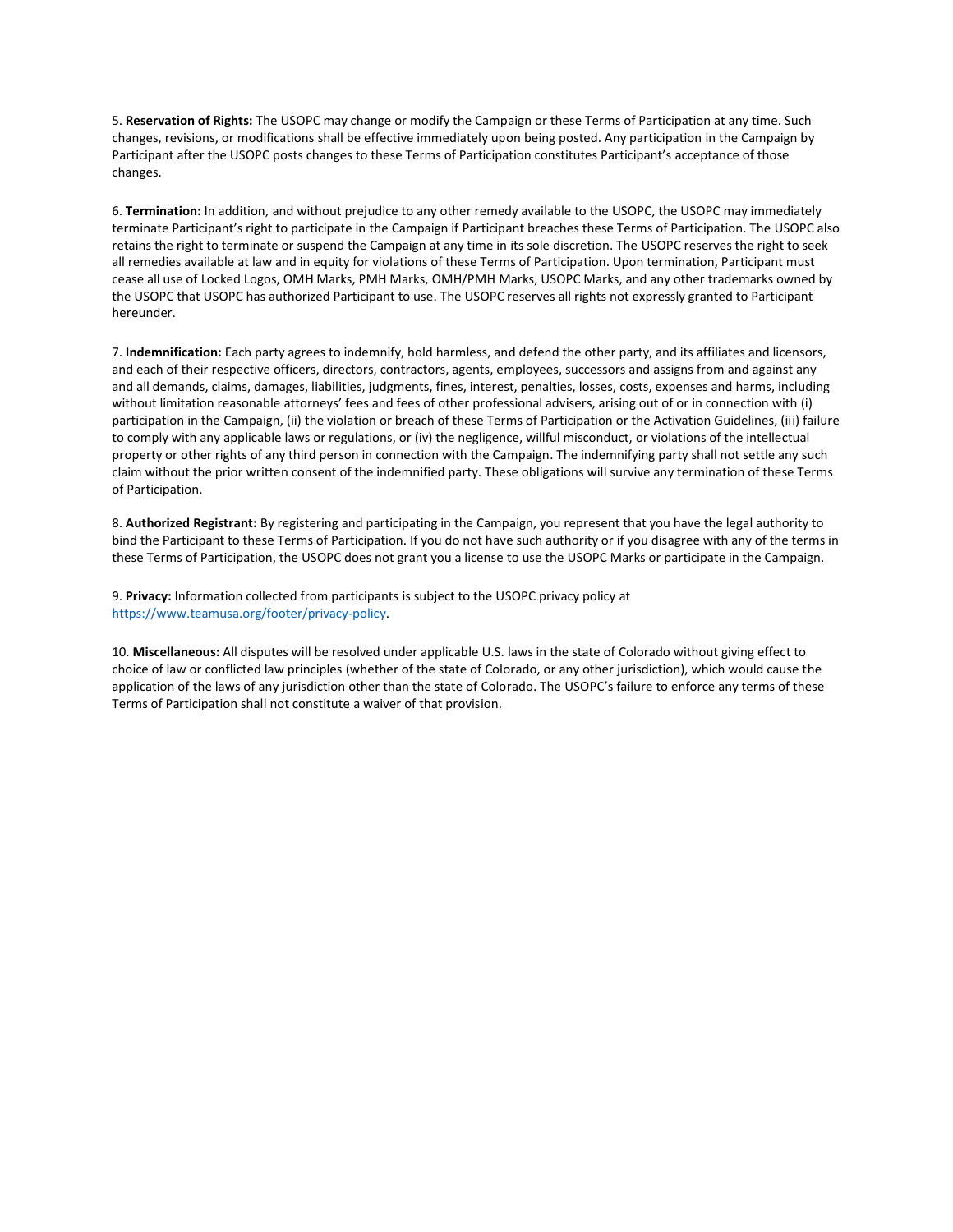5. **Reservation of Rights:** The USOPC may change or modify the Campaign or these Terms of Participation at any time. Such changes, revisions, or modifications shall be effective immediately upon being posted. Any participation in the Campaign by Participant after the USOPC posts changes to these Terms of Participation constitutes Participant's acceptance of those changes.

6. **Termination:** In addition, and without prejudice to any other remedy available to the USOPC, the USOPC may immediately terminate Participant's right to participate in the Campaign if Participant breaches these Terms of Participation. The USOPC also retains the right to terminate or suspend the Campaign at any time in its sole discretion. The USOPC reserves the right to seek all remedies available at law and in equity for violations of these Terms of Participation. Upon termination, Participant must cease all use of Locked Logos, OMH Marks, PMH Marks, OMH/PMH Marks, USOPC Marks, and any other trademarks owned by the USOPC that USOPC has authorized Participant to use. The USOPC reserves all rights not expressly granted to Participant hereunder.

7. **Indemnification:** Each party agrees to indemnify, hold harmless, and defend the other party, and its affiliates and licensors, and each of their respective officers, directors, contractors, agents, employees, successors and assigns from and against any and all demands, claims, damages, liabilities, judgments, fines, interest, penalties, losses, costs, expenses and harms, including without limitation reasonable attorneys' fees and fees of other professional advisers, arising out of or in connection with (i) participation in the Campaign, (ii) the violation or breach of these Terms of Participation or the Activation Guidelines, (iii) failure to comply with any applicable laws or regulations, or (iv) the negligence, willful misconduct, or violations of the intellectual property or other rights of any third person in connection with the Campaign. The indemnifying party shall not settle any such claim without the prior written consent of the indemnified party. These obligations will survive any termination of these Terms of Participation.

8. **Authorized Registrant:** By registering and participating in the Campaign, you represent that you have the legal authority to bind the Participant to these Terms of Participation. If you do not have such authority or if you disagree with any of the terms in these Terms of Participation, the USOPC does not grant you a license to use the USOPC Marks or participate in the Campaign.

9. **Privacy:** Information collected from participants is subject to the USOPC privacy policy at https://www.teamusa.org/footer/privacy-policy.

10. **Miscellaneous:** All disputes will be resolved under applicable U.S. laws in the state of Colorado without giving effect to choice of law or conflicted law principles (whether of the state of Colorado, or any other jurisdiction), which would cause the application of the laws of any jurisdiction other than the state of Colorado. The USOPC's failure to enforce any terms of these Terms of Participation shall not constitute a waiver of that provision.